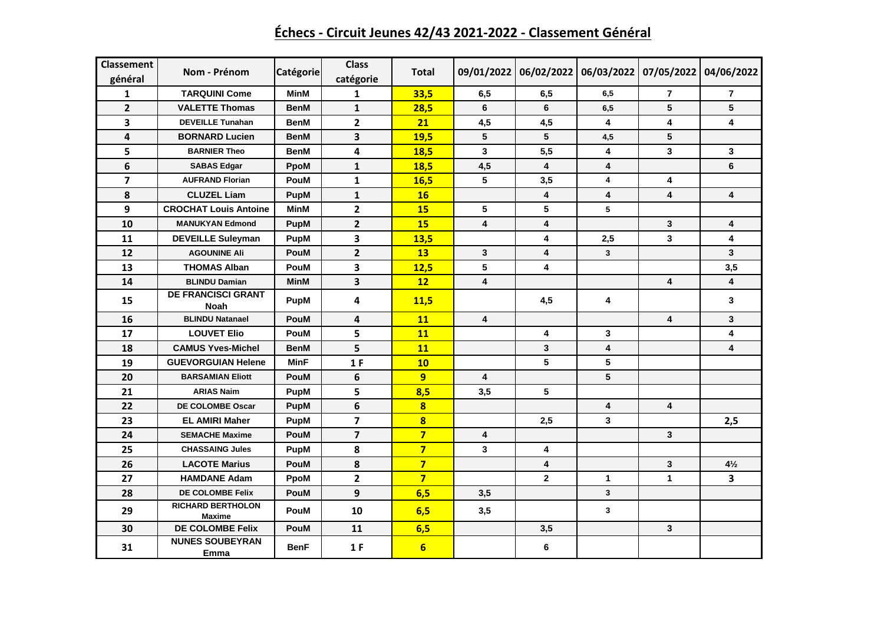# Échecs - Circuit Jeunes 42/43 2021-2022 - Classement Général

| Classement général | Nom - Prénom | Catégorie | Class catégorie | Total | 09/01/2022 | 06/02/2022 | 06/03/2022 | 07/05/2022 | 04/06/2022 |
|---|---|---|---|---|---|---|---|---|---|
| 1 | TARQUINI Come | MinM | 1 | 33,5 | 6,5 | 6,5 | 6,5 | 7 | 7 |
| 2 | VALETTE Thomas | BenM | 1 | 28,5 | 6 | 6 | 6,5 | 5 | 5 |
| 3 | DEVEILLE Tunahan | BenM | 2 | 21 | 4,5 | 4,5 | 4 | 4 | 4 |
| 4 | BORNARD Lucien | BenM | 3 | 19,5 | 5 | 5 | 4,5 | 5 | |
| 5 | BARNIER Theo | BenM | 4 | 18,5 | 3 | 5,5 | 4 | 3 | 3 |
| 6 | SABAS Edgar | PpoM | 1 | 18,5 | 4,5 | 4 | 4 | | 6 |
| 7 | AUFRAND Florian | PouM | 1 | 16,5 | 5 | 3,5 | 4 | 4 | |
| 8 | CLUZEL Liam | PupM | 1 | 16 | | 4 | 4 | 4 | 4 |
| 9 | CROCHAT Louis Antoine | MinM | 2 | 15 | 5 | 5 | 5 | | |
| 10 | MANUKYAN Edmond | PupM | 2 | 15 | 4 | 4 | | 3 | 4 |
| 11 | DEVEILLE Suleyman | PupM | 3 | 13,5 | | 4 | 2,5 | 3 | 4 |
| 12 | AGOUNINE Ali | PouM | 2 | 13 | 3 | 4 | 3 | | 3 |
| 13 | THOMAS Alban | PouM | 3 | 12,5 | 5 | 4 | | | 3,5 |
| 14 | BLINDU Damian | MinM | 3 | 12 | 4 | | | 4 | 4 |
| 15 | DE FRANCISCI GRANT Noah | PupM | 4 | 11,5 | | 4,5 | 4 | | 3 |
| 16 | BLINDU Natanael | PouM | 4 | 11 | 4 | | | 4 | 3 |
| 17 | LOUVET Elio | PouM | 5 | 11 | | 4 | 3 | | 4 |
| 18 | CAMUS Yves-Michel | BenM | 5 | 11 | | 3 | 4 | | 4 |
| 19 | GUEVORGUIAN Helene | MinF | 1 F | 10 | | 5 | 5 | | |
| 20 | BARSAMIAN Eliott | PouM | 6 | 9 | 4 | | 5 | | |
| 21 | ARIAS Naim | PupM | 5 | 8,5 | 3,5 | 5 | | | |
| 22 | DE COLOMBE Oscar | PupM | 6 | 8 | | | 4 | 4 | |
| 23 | EL AMIRI Maher | PupM | 7 | 8 | | 2,5 | 3 | | 2,5 |
| 24 | SEMACHE Maxime | PouM | 7 | 7 | 4 | | | 3 | |
| 25 | CHASSAING Jules | PupM | 8 | 7 | 3 | 4 | | | |
| 26 | LACOTE Marius | PouM | 8 | 7 | | 4 | | 3 | 4½ |
| 27 | HAMDANE Adam | PpoM | 2 | 7 | | 2 | 1 | 1 | 3 |
| 28 | DE COLOMBE Felix | PouM | 9 | 6,5 | 3,5 | | 3 | | |
| 29 | RICHARD BERTHOLON Maxime | PouM | 10 | 6,5 | 3,5 | | 3 | | |
| 30 | DE COLOMBE Felix | PouM | 11 | 6,5 | | 3,5 | | 3 | |
| 31 | NUNES SOUBEYRAN Emma | BenF | 1 F | 6 | | 6 | | | |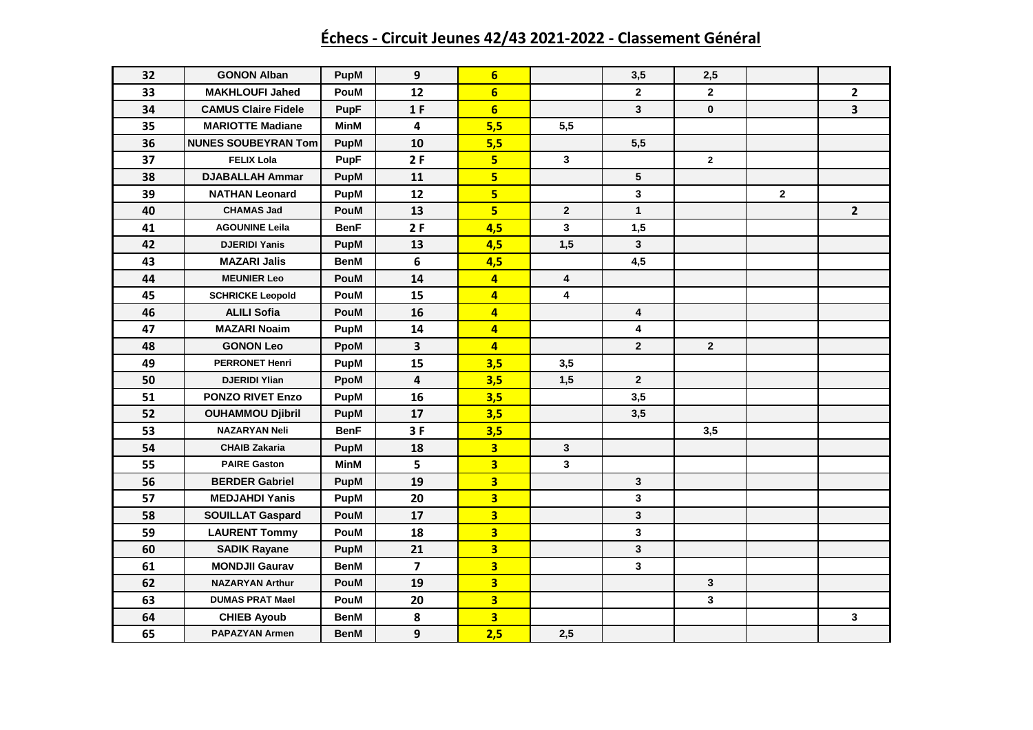# Échecs - Circuit Jeunes 42/43 2021-2022 - Classement Général

| 32 | GONON Alban | PupM | 9 | 6 | | 3,5 | 2,5 | | |
|---|---|---|---|---|---|---|---|---|---|
| 33 | MAKHLOUFI Jahed | PouM | 12 | 6 | | 2 | 2 | | 2 |
| 34 | CAMUS Claire Fidele | PupF | 1 F | 6 | | 3 | 0 | | 3 |
| 35 | MARIOTTE Madiane | MinM | 4 | 5,5 | 5,5 | | | | |
| 36 | NUNES SOUBEYRAN Tom | PupM | 10 | 5,5 | | 5,5 | | | |
| 37 | FELIX Lola | PupF | 2 F | 5 | 3 | | 2 | | |
| 38 | DJABALLAH Ammar | PupM | 11 | 5 | | 5 | | | |
| 39 | NATHAN Leonard | PupM | 12 | 5 | | 3 | | 2 | |
| 40 | CHAMAS Jad | PouM | 13 | 5 | 2 | 1 | | | 2 |
| 41 | AGOUNINE Leila | BenF | 2 F | 4,5 | 3 | 1,5 | | | |
| 42 | DJERIDI Yanis | PupM | 13 | 4,5 | 1,5 | 3 | | | |
| 43 | MAZARI Jalis | BenM | 6 | 4,5 | | 4,5 | | | |
| 44 | MEUNIER Leo | PouM | 14 | 4 | 4 | | | | |
| 45 | SCHRICKE Leopold | PouM | 15 | 4 | 4 | | | | |
| 46 | ALILI Sofia | PouM | 16 | 4 | | 4 | | | |
| 47 | MAZARI Noaim | PupM | 14 | 4 | | 4 | | | |
| 48 | GONON Leo | PpoM | 3 | 4 | | 2 | 2 | | |
| 49 | PERRONET Henri | PupM | 15 | 3,5 | 3,5 | | | | |
| 50 | DJERIDI Ylian | PpoM | 4 | 3,5 | 1,5 | 2 | | | |
| 51 | PONZO RIVET Enzo | PupM | 16 | 3,5 | | 3,5 | | | |
| 52 | OUHAMMOU Djibril | PupM | 17 | 3,5 | | 3,5 | | | |
| 53 | NAZARYAN Neli | BenF | 3 F | 3,5 | | | 3,5 | | |
| 54 | CHAIB Zakaria | PupM | 18 | 3 | 3 | | | | |
| 55 | PAIRE Gaston | MinM | 5 | 3 | 3 | | | | |
| 56 | BERDER Gabriel | PupM | 19 | 3 | | 3 | | | |
| 57 | MEDJAHDI Yanis | PupM | 20 | 3 | | 3 | | | |
| 58 | SOUILLAT Gaspard | PouM | 17 | 3 | | 3 | | | |
| 59 | LAURENT Tommy | PouM | 18 | 3 | | 3 | | | |
| 60 | SADIK Rayane | PupM | 21 | 3 | | 3 | | | |
| 61 | MONDJII Gaurav | BenM | 7 | 3 | | 3 | | | |
| 62 | NAZARYAN Arthur | PouM | 19 | 3 | | | 3 | | |
| 63 | DUMAS PRAT Mael | PouM | 20 | 3 | | | 3 | | |
| 64 | CHIEB Ayoub | BenM | 8 | 3 | | | | | 3 |
| 65 | PAPAZYAN Armen | BenM | 9 | 2,5 | 2,5 | | | | |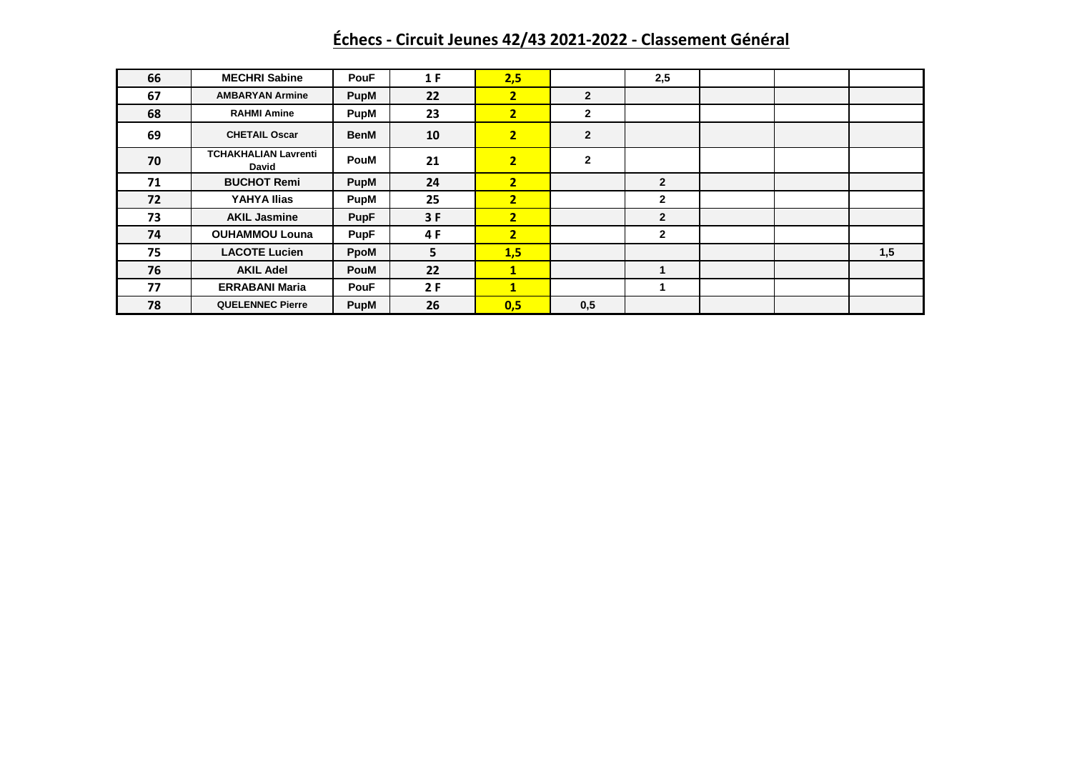# Échecs - Circuit Jeunes 42/43 2021-2022 - Classement Général

| | | | | | | | | | |
|---|---|---|---|---|---|---|---|---|---|
| 66 | MECHRI Sabine | PouF | 1 F | 2,5 | | 2,5 | | | |
| 67 | AMBARYAN Armine | PupM | 22 | 2 | 2 | | | | |
| 68 | RAHMI Amine | PupM | 23 | 2 | 2 | | | | |
| 69 | CHETAIL Oscar | BenM | 10 | 2 | 2 | | | | |
| 70 | TCHAKHALIAN Lavrenti David | PouM | 21 | 2 | 2 | | | | |
| 71 | BUCHOT Remi | PupM | 24 | 2 | | 2 | | | |
| 72 | YAHYA Ilias | PupM | 25 | 2 | | 2 | | | |
| 73 | AKIL Jasmine | PupF | 3 F | 2 | | 2 | | | |
| 74 | OUHAMMOU Louna | PupF | 4 F | 2 | | 2 | | | |
| 75 | LACOTE Lucien | PpoM | 5 | 1,5 | | | | | 1,5 |
| 76 | AKIL Adel | PouM | 22 | 1 | | 1 | | | |
| 77 | ERRABANI Maria | PouF | 2 F | 1 | | 1 | | | |
| 78 | QUELENNEC Pierre | PupM | 26 | 0,5 | 0,5 | | | | |